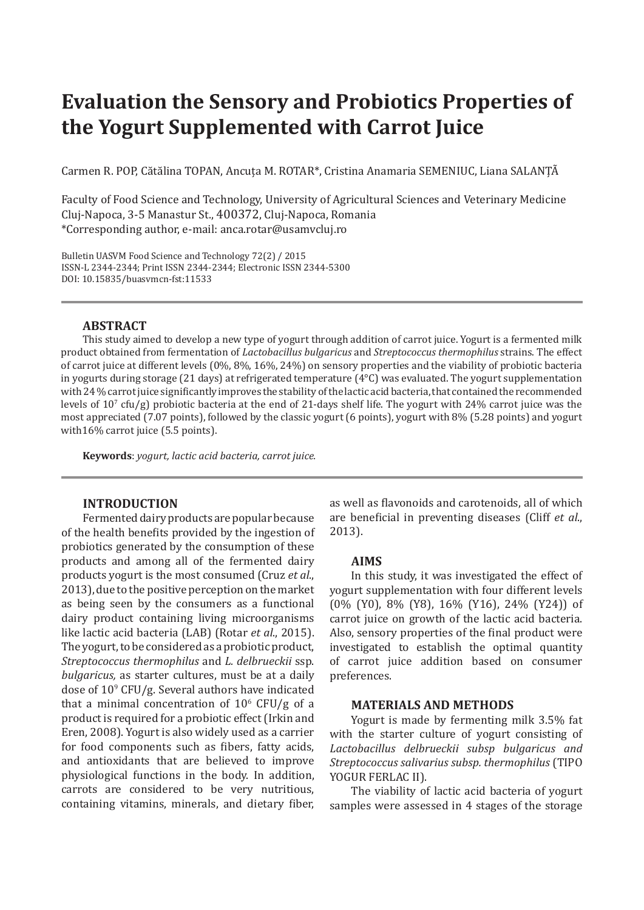# Evaluation the Sensory and Probiotics Properties of the Yogurt Supplemented with Carrot Juice

Carmen R. POP, Cătălina TOPAN, Ancuța M. ROTAR*, Cristina Anamaria SEMENIUC, Liana SALANȚĂ

Faculty of Food Science and Technology, University of Agricultural Sciences and Veterinary Medicine Cluj-Napoca, 3-5 Manastur St., 400372, Cluj-Napoca, Romania
*Corresponding author, e-mail: anca.rotar@usamvcluj.ro

Bulletin UASVM Food Science and Technology 72(2) / 2015
ISSN-L 2344-2344; Print ISSN 2344-2344; Electronic ISSN 2344-5300
DOI: 10.15835/buasvmcn-fst:11533

## ABSTRACT

This study aimed to develop a new type of yogurt through addition of carrot juice. Yogurt is a fermented milk product obtained from fermentation of *Lactobacillus bulgaricus* and *Streptococcus thermophilus* strains. The effect of carrot juice at different levels (0%, 8%, 16%, 24%) on sensory properties and the viability of probiotic bacteria in yogurts during storage (21 days) at refrigerated temperature (4°C) was evaluated. The yogurt supplementation with 24 % carrot juice significantly improves the stability of the lactic acid bacteria, that contained the recommended levels of $10^7$ cfu/g) probiotic bacteria at the end of 21-days shelf life. The yogurt with 24% carrot juice was the most appreciated (7.07 points), followed by the classic yogurt (6 points), yogurt with 8% (5.28 points) and yogurt with16% carrot juice (5.5 points).

**Keywords**: *yogurt, lactic acid bacteria, carrot juice.*

## INTRODUCTION

Fermented dairy products are popular because of the health benefits provided by the ingestion of probiotics generated by the consumption of these products and among all of the fermented dairy products yogurt is the most consumed (Cruz *et al*., 2013), due to the positive perception on the market as being seen by the consumers as a functional dairy product containing living microorganisms like lactic acid bacteria (LAB) (Rotar *et al*., 2015). The yogurt, to be considered as a probiotic product, *Streptococcus thermophilus* and *L. delbrueckii* ssp. *bulgaricus,* as starter cultures, must be at a daily dose of $10^9$ CFU/g. Several authors have indicated that a minimal concentration of $10^6$ CFU/g of a product is required for a probiotic effect (Irkin and Eren, 2008). Yogurt is also widely used as a carrier for food components such as fibers, fatty acids, and antioxidants that are believed to improve physiological functions in the body. In addition, carrots are considered to be very nutritious, containing vitamins, minerals, and dietary fiber, as well as flavonoids and carotenoids, all of which are beneficial in preventing diseases (Cliff *et al*., 2013).

## AIMS

In this study, it was investigated the effect of yogurt supplementation with four different levels (0% (Y0), 8% (Y8), 16% (Y16), 24% (Y24)) of carrot juice on growth of the lactic acid bacteria. Also, sensory properties of the final product were investigated to establish the optimal quantity of carrot juice addition based on consumer preferences.

## MATERIALS AND METHODS

Yogurt is made by fermenting milk 3.5% fat with the starter culture of yogurt consisting of *Lactobacillus delbrueckii subsp bulgaricus and Streptococcus salivarius subsp. thermophilus* (TIPO YOGUR FERLAC II).

The viability of lactic acid bacteria of yogurt samples were assessed in 4 stages of the storage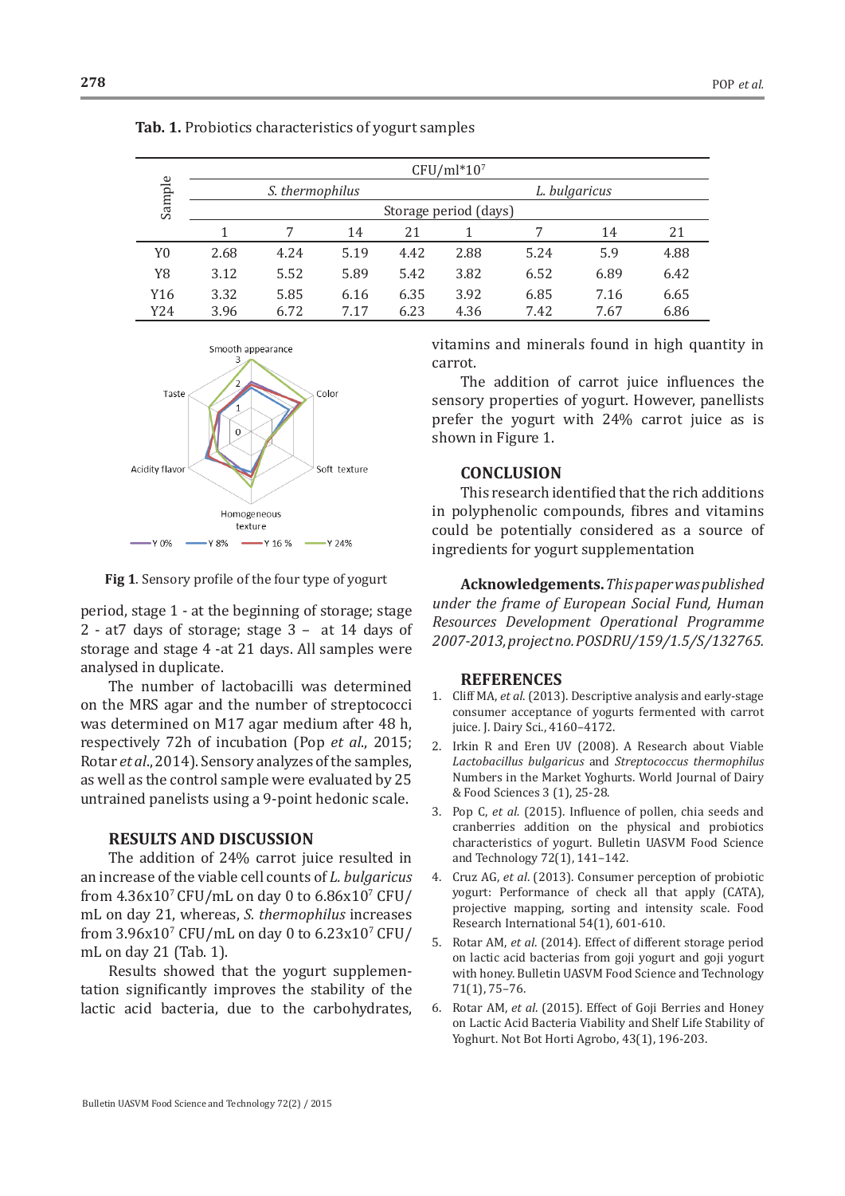**Tab. 1.** Probiotics characteristics of yogurt samples

| Sample | CFU/ml*10[7] | | | | | | | |
|---|---|---|---|---|---|---|---|---|
| | *S. thermophilus* | | | | *L. bulgaricus* | | | |
| | Storage period (days) | | | | | | | |
| | 1 | 7 | 14 | 21 | 1 | 7 | 14 | 21 |
| Y0 | 2.68 | 4.24 | 5.19 | 4.42 | 2.88 | 5.24 | 5.9 | 4.88 |
| Y8 | 3.12 | 5.52 | 5.89 | 5.42 | 3.82 | 6.52 | 6.89 | 6.42 |
| Y16 | 3.32 | 5.85 | 6.16 | 6.35 | 3.92 | 6.85 | 7.16 | 6.65 |
| Y24 | 3.96 | 6.72 | 7.17 | 6.23 | 4.36 | 7.42 | 7.67 | 6.86 |

Smooth appearance
3
2
1
0
Taste
Color
Acidity flavor
Soft texture
Homogeneous texture
Y 0%
Y 8%
Y 16 %
Y 24%

**Fig 1**. Sensory profile of the four type of yogurt

period, stage 1 - at the beginning of storage; stage 2 - at7 days of storage; stage 3 – at 14 days of storage and stage 4 -at 21 days. All samples were analysed in duplicate.

The number of lactobacilli was determined on the MRS agar and the number of streptococci was determined on M17 agar medium after 48 h, respectively 72h of incubation (Pop *et al*., 2015; Rotar *et al*., 2014). Sensory analyzes of the samples, as well as the control sample were evaluated by 25 untrained panelists using a 9-point hedonic scale.

## RESULTS AND DISCUSSION

The addition of 24% carrot juice resulted in an increase of the viable cell counts of *L. bulgaricus* from $4.36 \times 10^7$ CFU/mL on day 0 to $6.86 \times 10^7$ CFU/mL on day 21, whereas, *S. thermophilus* increases from $3.96 \times 10^7$ CFU/mL on day 0 to $6.23 \times 10^7$ CFU/mL on day 21 (Tab. 1).

Results showed that the yogurt supplementation significantly improves the stability of the lactic acid bacteria, due to the carbohydrates, vitamins and minerals found in high quantity in carrot.

The addition of carrot juice influences the sensory properties of yogurt. However, panellists prefer the yogurt with 24% carrot juice as is shown in Figure 1.

## CONCLUSION

This research identified that the rich additions in polyphenolic compounds, fibres and vitamins could be potentially considered as a source of ingredients for yogurt supplementation

**Acknowledgements.** *This paper was published under the frame of European Social Fund, Human Resources Development Operational Programme 2007-2013, project no. POSDRU/159/1.5/S/132765.*

## REFERENCES

1. Cliff MA, *et al.* (2013). Descriptive analysis and early-stage consumer acceptance of yogurts fermented with carrot juice. J. Dairy Sci., 4160–4172.
2. Irkin R and Eren UV (2008). A Research about Viable *Lactobacillus bulgaricus* and *Streptococcus thermophilus* Numbers in the Market Yoghurts. World Journal of Dairy & Food Sciences 3 (1), 25-28.
3. Pop C, *et al.* (2015). Influence of pollen, chia seeds and cranberries addition on the physical and probiotics characteristics of yogurt. Bulletin UASVM Food Science and Technology 72(1), 141–142.
4. Cruz AG, *et al.* (2013). Consumer perception of probiotic yogurt: Performance of check all that apply (CATA), projective mapping, sorting and intensity scale. Food Research International 54(1), 601-610.
5. Rotar AM, *et al.* (2014). Effect of different storage period on lactic acid bacterias from goji yogurt and goji yogurt with honey. Bulletin UASVM Food Science and Technology 71(1), 75–76.
6. Rotar AM, *et al.* (2015). Effect of Goji Berries and Honey on Lactic Acid Bacteria Viability and Shelf Life Stability of Yoghurt. Not Bot Horti Agrobo, 43(1), 196-203.